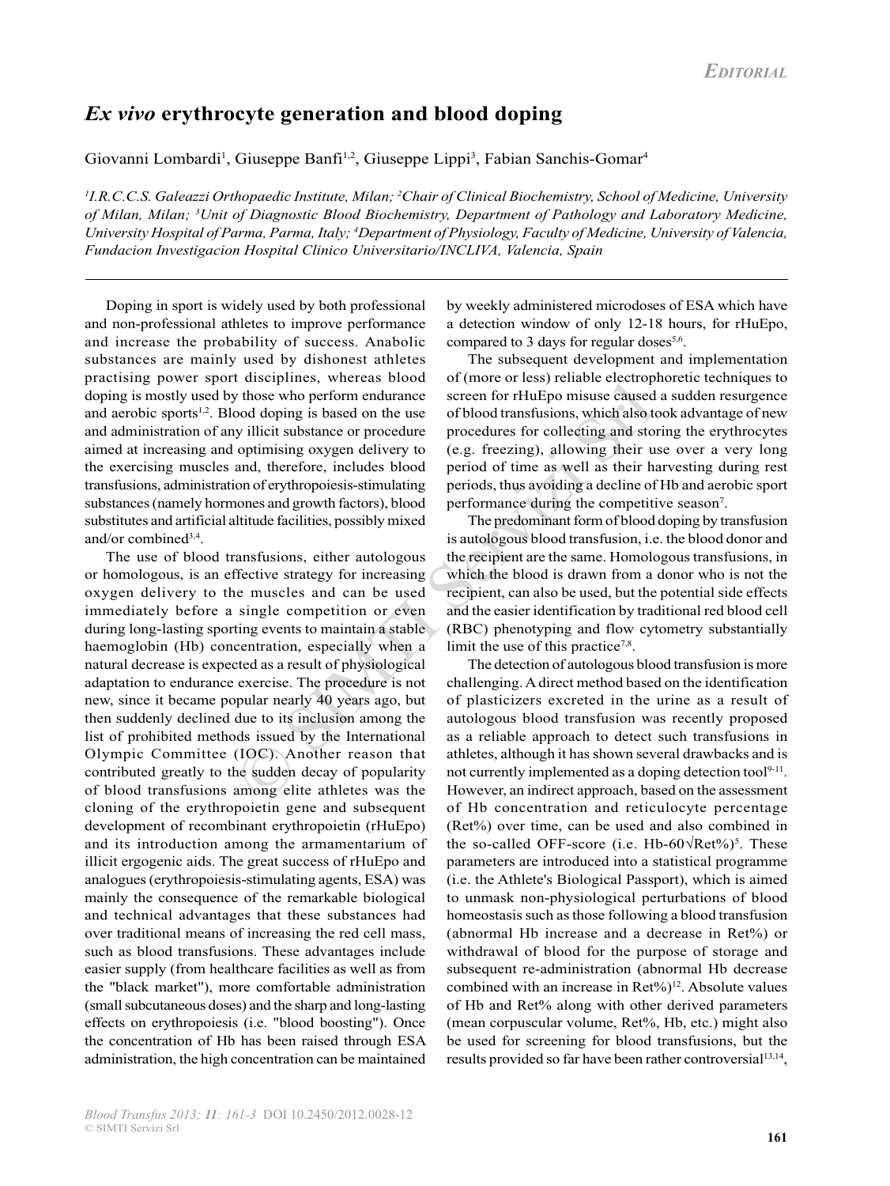*Editorial*

# *Ex vivo* erythrocyte generation and blood doping

Giovanni Lombardi[1], Giuseppe Banfi[1,2], Giuseppe Lippi[3], Fabian Sanchis-Gomar[4]

*[1]I.R.C.C.S. Galeazzi Orthopaedic Institute, Milan; [2]Chair of Clinical Biochemistry, School of Medicine, University of Milan, Milan; [3]Unit of Diagnostic Blood Biochemistry, Department of Pathology and Laboratory Medicine, University Hospital of Parma, Parma, Italy; [4]Department of Physiology, Faculty of Medicine, University of Valencia, Fundacion Investigacion Hospital Clinico Universitario/INCLIVA, Valencia, Spain*

Doping in sport is widely used by both professional and non-professional athletes to improve performance and increase the probability of success. Anabolic substances are mainly used by dishonest athletes practising power sport disciplines, whereas blood doping is mostly used by those who perform endurance and aerobic sports[1,2]. Blood doping is based on the use and administration of any illicit substance or procedure aimed at increasing and optimising oxygen delivery to the exercising muscles and, therefore, includes blood transfusions, administration of erythropoiesis-stimulating substances (namely hormones and growth factors), blood substitutes and artificial altitude facilities, possibly mixed and/or combined[3,4].

The use of blood transfusions, either autologous or homologous, is an effective strategy for increasing oxygen delivery to the muscles and can be used immediately before a single competition or even during long-lasting sporting events to maintain a stable haemoglobin (Hb) concentration, especially when a natural decrease is expected as a result of physiological adaptation to endurance exercise. The procedure is not new, since it became popular nearly 40 years ago, but then suddenly declined due to its inclusion among the list of prohibited methods issued by the International Olympic Committee (IOC). Another reason that contributed greatly to the sudden decay of popularity of blood transfusions among elite athletes was the cloning of the erythropoietin gene and subsequent development of recombinant erythropoietin (rHuEpo) and its introduction among the armamentarium of illicit ergogenic aids. The great success of rHuEpo and analogues (erythropoiesis-stimulating agents, ESA) was mainly the consequence of the remarkable biological and technical advantages that these substances had over traditional means of increasing the red cell mass, such as blood transfusions. These advantages include easier supply (from healthcare facilities as well as from the "black market"), more comfortable administration (small subcutaneous doses) and the sharp and long-lasting effects on erythropoiesis (i.e. "blood boosting"). Once the concentration of Hb has been raised through ESA administration, the high concentration can be maintained by weekly administered microdoses of ESA which have a detection window of only 12-18 hours, for rHuEpo, compared to 3 days for regular doses[5,6].

The subsequent development and implementation of (more or less) reliable electrophoretic techniques to screen for rHuEpo misuse caused a sudden resurgence of blood transfusions, which also took advantage of new procedures for collecting and storing the erythrocytes (e.g. freezing), allowing their use over a very long period of time as well as their harvesting during rest periods, thus avoiding a decline of Hb and aerobic sport performance during the competitive season[7].

The predominant form of blood doping by transfusion is autologous blood transfusion, i.e. the blood donor and the recipient are the same. Homologous transfusions, in which the blood is drawn from a donor who is not the recipient, can also be used, but the potential side effects and the easier identification by traditional red blood cell (RBC) phenotyping and flow cytometry substantially limit the use of this practice[7,8].

The detection of autologous blood transfusion is more challenging. A direct method based on the identification of plasticizers excreted in the urine as a result of autologous blood transfusion was recently proposed as a reliable approach to detect such transfusions in athletes, although it has shown several drawbacks and is not currently implemented as a doping detection tool[9-11]. However, an indirect approach, based on the assessment of Hb concentration and reticulocyte percentage (Ret%) over time, can be used and also combined in the so-called OFF-score (i.e. $\text{Hb}-60\sqrt{\text{Ret\%}}$)[5]. These parameters are introduced into a statistical programme (i.e. the Athlete's Biological Passport), which is aimed to unmask non-physiological perturbations of blood homeostasis such as those following a blood transfusion (abnormal Hb increase and a decrease in Ret%) or withdrawal of blood for the purpose of storage and subsequent re-administration (abnormal Hb decrease combined with an increase in Ret%)[12]. Absolute values of Hb and Ret% along with other derived parameters (mean corpuscular volume, Ret%, Hb, etc.) might also be used for screening for blood transfusions, but the results provided so far have been rather controversial[13,14],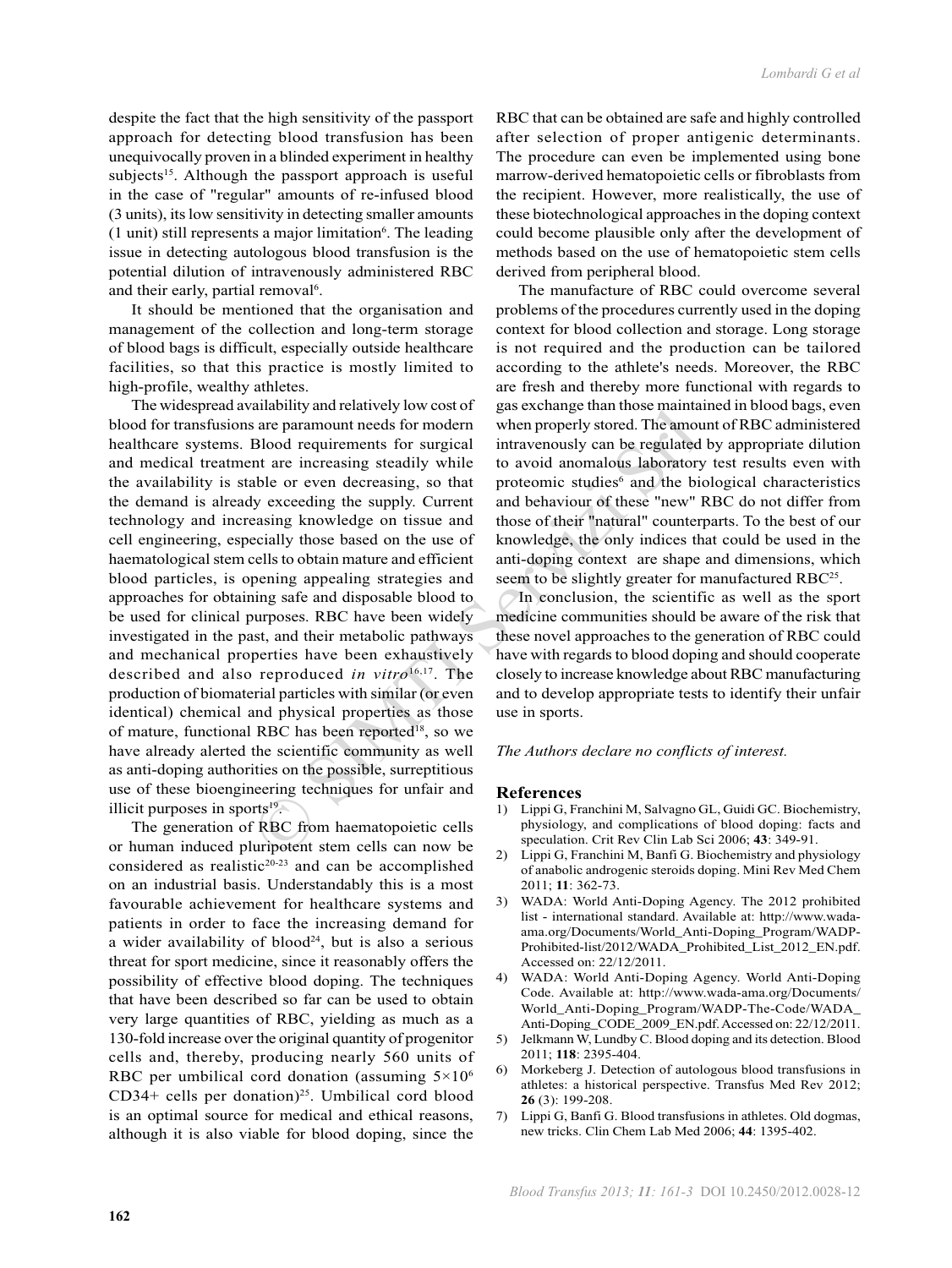despite the fact that the high sensitivity of the passport approach for detecting blood transfusion has been unequivocally proven in a blinded experiment in healthy subjects[15]. Although the passport approach is useful in the case of "regular" amounts of re-infused blood (3 units), its low sensitivity in detecting smaller amounts (1 unit) still represents a major limitation[6]. The leading issue in detecting autologous blood transfusion is the potential dilution of intravenously administered RBC and their early, partial removal[6].

It should be mentioned that the organisation and management of the collection and long-term storage of blood bags is difficult, especially outside healthcare facilities, so that this practice is mostly limited to high-profile, wealthy athletes.

The widespread availability and relatively low cost of blood for transfusions are paramount needs for modern healthcare systems. Blood requirements for surgical and medical treatment are increasing steadily while the availability is stable or even decreasing, so that the demand is already exceeding the supply. Current technology and increasing knowledge on tissue and cell engineering, especially those based on the use of haematological stem cells to obtain mature and efficient blood particles, is opening appealing strategies and approaches for obtaining safe and disposable blood to be used for clinical purposes. RBC have been widely investigated in the past, and their metabolic pathways and mechanical properties have been exhaustively described and also reproduced *in vitro*[16,17]. The production of biomaterial particles with similar (or even identical) chemical and physical properties as those of mature, functional RBC has been reported[18], so we have already alerted the scientific community as well as anti-doping authorities on the possible, surreptitious use of these bioengineering techniques for unfair and illicit purposes in sports[19].

The generation of RBC from haematopoietic cells or human induced pluripotent stem cells can now be considered as realistic[20-23] and can be accomplished on an industrial basis. Understandably this is a most favourable achievement for healthcare systems and patients in order to face the increasing demand for a wider availability of blood[24], but is also a serious threat for sport medicine, since it reasonably offers the possibility of effective blood doping. The techniques that have been described so far can be used to obtain very large quantities of RBC, yielding as much as a 130-fold increase over the original quantity of progenitor cells and, thereby, producing nearly 560 units of RBC per umbilical cord donation (assuming $5\times10^6$ CD34+ cells per donation)[25]. Umbilical cord blood is an optimal source for medical and ethical reasons, although it is also viable for blood doping, since the RBC that can be obtained are safe and highly controlled after selection of proper antigenic determinants. The procedure can even be implemented using bone marrow-derived hematopoietic cells or fibroblasts from the recipient. However, more realistically, the use of these biotechnological approaches in the doping context could become plausible only after the development of methods based on the use of hematopoietic stem cells derived from peripheral blood.

The manufacture of RBC could overcome several problems of the procedures currently used in the doping context for blood collection and storage. Long storage is not required and the production can be tailored according to the athlete's needs. Moreover, the RBC are fresh and thereby more functional with regards to gas exchange than those maintained in blood bags, even when properly stored. The amount of RBC administered intravenously can be regulated by appropriate dilution to avoid anomalous laboratory test results even with proteomic studies[6] and the biological characteristics and behaviour of these "new" RBC do not differ from those of their "natural" counterparts. To the best of our knowledge, the only indices that could be used in the anti-doping context are shape and dimensions, which seem to be slightly greater for manufactured RBC[25].

In conclusion, the scientific as well as the sport medicine communities should be aware of the risk that these novel approaches to the generation of RBC could have with regards to blood doping and should cooperate closely to increase knowledge about RBC manufacturing and to develop appropriate tests to identify their unfair use in sports.

*The Authors declare no conflicts of interest.*

## References

1) Lippi G, Franchini M, Salvagno GL, Guidi GC. Biochemistry, physiology, and complications of blood doping: facts and speculation. Crit Rev Clin Lab Sci 2006; **43**: 349-91.
2) Lippi G, Franchini M, Banfi G. Biochemistry and physiology of anabolic androgenic steroids doping. Mini Rev Med Chem 2011; **11**: 362-73.
3) WADA: World Anti-Doping Agency. The 2012 prohibited list - international standard. Available at: http://www.wada-ama.org/Documents/World_Anti-Doping_Program/WADP-Prohibited-list/2012/WADA_Prohibited_List_2012_EN.pdf. Accessed on: 22/12/2011.
4) WADA: World Anti-Doping Agency. World Anti-Doping Code. Available at: http://www.wada-ama.org/Documents/World_Anti-Doping_Program/WADP-The-Code/WADA_Anti-Doping_CODE_2009_EN.pdf. Accessed on: 22/12/2011.
5) Jelkmann W, Lundby C. Blood doping and its detection. Blood 2011; **118**: 2395-404.
6) Morkeberg J. Detection of autologous blood transfusions in athletes: a historical perspective. Transfus Med Rev 2012; **26** (3): 199-208.
7) Lippi G, Banfi G. Blood transfusions in athletes. Old dogmas, new tricks. Clin Chem Lab Med 2006; **44**: 1395-402.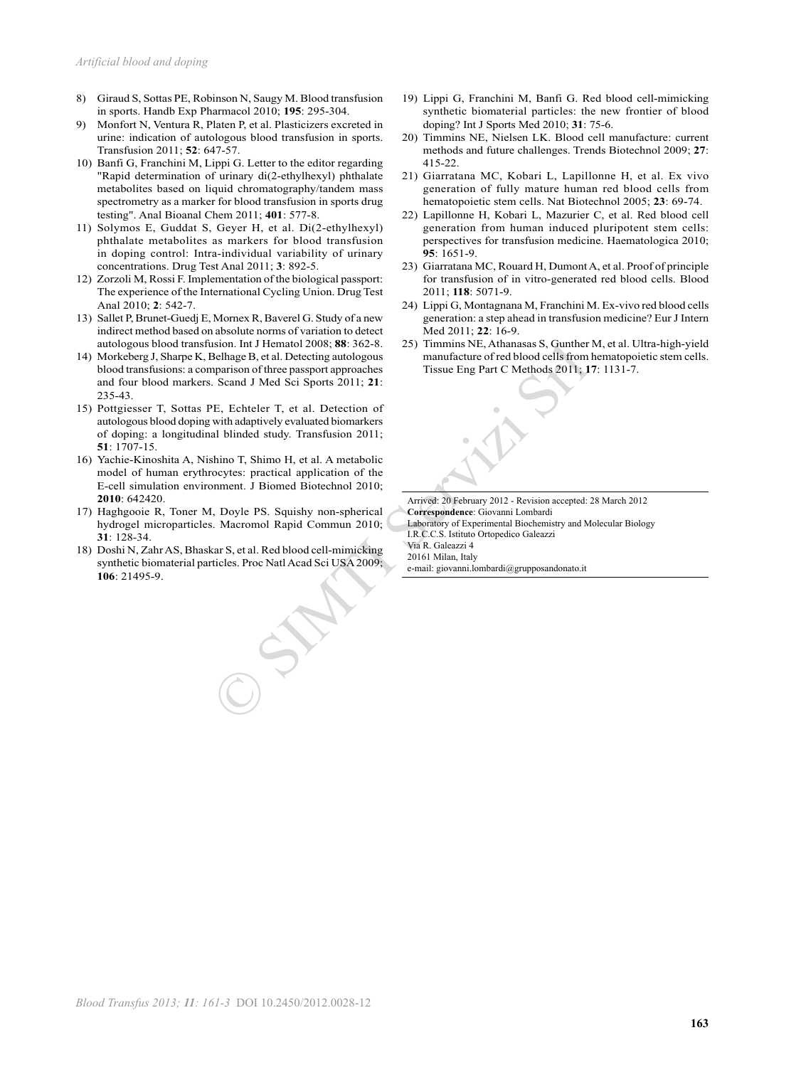8) Giraud S, Sottas PE, Robinson N, Saugy M. Blood transfusion in sports. Handb Exp Pharmacol 2010; **195**: 295-304.
9) Monfort N, Ventura R, Platen P, et al. Plasticizers excreted in urine: indication of autologous blood transfusion in sports. Transfusion 2011; **52**: 647-57.
10) Banfi G, Franchini M, Lippi G. Letter to the editor regarding "Rapid determination of urinary di(2-ethylhexyl) phthalate metabolites based on liquid chromatography/tandem mass spectrometry as a marker for blood transfusion in sports drug testing". Anal Bioanal Chem 2011; **401**: 577-8.
11) Solymos E, Guddat S, Geyer H, et al. Di(2-ethylhexyl) phthalate metabolites as markers for blood transfusion in doping control: Intra-individual variability of urinary concentrations. Drug Test Anal 2011; **3**: 892-5.
12) Zorzoli M, Rossi F. Implementation of the biological passport: The experience of the International Cycling Union. Drug Test Anal 2010; **2**: 542-7.
13) Sallet P, Brunet-Guedj E, Mornex R, Baverel G. Study of a new indirect method based on absolute norms of variation to detect autologous blood transfusion. Int J Hematol 2008; **88**: 362-8.
14) Morkeberg J, Sharpe K, Belhage B, et al. Detecting autologous blood transfusions: a comparison of three passport approaches and four blood markers. Scand J Med Sci Sports 2011; **21**: 235-43.
15) Pottgiesser T, Sottas PE, Echteler T, et al. Detection of autologous blood doping with adaptively evaluated biomarkers of doping: a longitudinal blinded study. Transfusion 2011; **51**: 1707-15.
16) Yachie-Kinoshita A, Nishino T, Shimo H, et al. A metabolic model of human erythrocytes: practical application of the E-cell simulation environment. J Biomed Biotechnol 2010; **2010**: 642420.
17) Haghgooie R, Toner M, Doyle PS. Squishy non-spherical hydrogel microparticles. Macromol Rapid Commun 2010; **31**: 128-34.
18) Doshi N, Zahr AS, Bhaskar S, et al. Red blood cell-mimicking synthetic biomaterial particles. Proc Natl Acad Sci USA 2009; **106**: 21495-9.
19) Lippi G, Franchini M, Banfi G. Red blood cell-mimicking synthetic biomaterial particles: the new frontier of blood doping? Int J Sports Med 2010; **31**: 75-6.
20) Timmins NE, Nielsen LK. Blood cell manufacture: current methods and future challenges. Trends Biotechnol 2009; **27**: 415-22.
21) Giarratana MC, Kobari L, Lapillonne H, et al. Ex vivo generation of fully mature human red blood cells from hematopoietic stem cells. Nat Biotechnol 2005; **23**: 69-74.
22) Lapillonne H, Kobari L, Mazurier C, et al. Red blood cell generation from human induced pluripotent stem cells: perspectives for transfusion medicine. Haematologica 2010; **95**: 1651-9.
23) Giarratana MC, Rouard H, Dumont A, et al. Proof of principle for transfusion of in vitro-generated red blood cells. Blood 2011; **118**: 5071-9.
24) Lippi G, Montagnana M, Franchini M. Ex-vivo red blood cells generation: a step ahead in transfusion medicine? Eur J Intern Med 2011; **22**: 16-9.
25) Timmins NE, Athanasas S, Gunther M, et al. Ultra-high-yield manufacture of red blood cells from hematopoietic stem cells. Tissue Eng Part C Methods 2011; **17**: 1131-7.

Arrived: 20 February 2012 - Revision accepted: 28 March 2012
**Correspondence**: Giovanni Lombardi
Laboratory of Experimental Biochemistry and Molecular Biology
I.R.C.C.S. Istituto Ortopedico Galeazzi
Via R. Galeazzi 4
20161 Milan, Italy
e-mail: giovanni.lombardi@grupposandonato.it